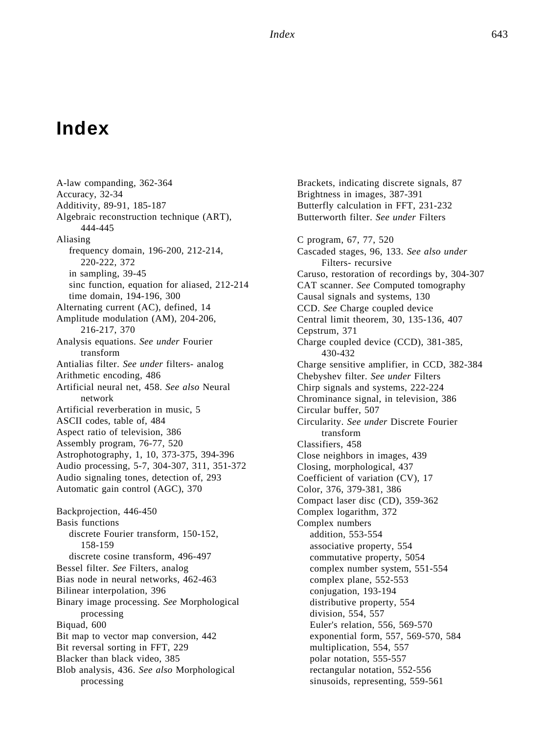# Index

A-law companding, 362-364
Accuracy, 32-34
Additivity, 89-91, 185-187
Algebraic reconstruction technique (ART), 444-445
Aliasing
- frequency domain, 196-200, 212-214, 220-222, 372
- in sampling, 39-45
- sinc function, equation for aliased, 212-214
- time domain, 194-196, 300

Alternating current (AC), defined, 14
Amplitude modulation (AM), 204-206, 216-217, 370
Analysis equations. *See under* Fourier transform
Antialias filter. *See under* filters- analog
Arithmetic encoding, 486
Artificial neural net, 458. *See also* Neural network
Artificial reverberation in music, 5
ASCII codes, table of, 484
Aspect ratio of television, 386
Assembly program, 76-77, 520
Astrophotography, 1, 10, 373-375, 394-396
Audio processing, 5-7, 304-307, 311, 351-372
Audio signaling tones, detection of, 293
Automatic gain control (AGC), 370

Backprojection, 446-450
Basis functions
- discrete Fourier transform, 150-152, 158-159
- discrete cosine transform, 496-497

Bessel filter. *See* Filters, analog
Bias node in neural networks, 462-463
Bilinear interpolation, 396
Binary image processing. *See* Morphological processing
Biquad, 600
Bit map to vector map conversion, 442
Bit reversal sorting in FFT, 229
Blacker than black video, 385
Blob analysis, 436. *See also* Morphological processing
Brackets, indicating discrete signals, 87
Brightness in images, 387-391
Butterfly calculation in FFT, 231-232
Butterworth filter. *See under* Filters

C program, 67, 77, 520
Cascaded stages, 96, 133. *See also under* Filters- recursive
Caruso, restoration of recordings by, 304-307
CAT scanner. *See* Computed tomography
Causal signals and systems, 130
CCD. *See* Charge coupled device
Central limit theorem, 30, 135-136, 407
Cepstrum, 371
Charge coupled device (CCD), 381-385, 430-432
Charge sensitive amplifier, in CCD, 382-384
Chebyshev filter. *See under* Filters
Chirp signals and systems, 222-224
Chrominance signal, in television, 386
Circular buffer, 507
Circularity. *See under* Discrete Fourier transform
Classifiers, 458
Close neighbors in images, 439
Closing, morphological, 437
Coefficient of variation (CV), 17
Color, 376, 379-381, 386
Compact laser disc (CD), 359-362
Complex logarithm, 372
Complex numbers
- addition, 553-554
- associative property, 554
- commutative property, 5054
- complex number system, 551-554
- complex plane, 552-553
- conjugation, 193-194
- distributive property, 554
- division, 554, 557
- Euler's relation, 556, 569-570
- exponential form, 557, 569-570, 584
- multiplication, 554, 557
- polar notation, 555-557
- rectangular notation, 552-556
- sinusoids, representing, 559-561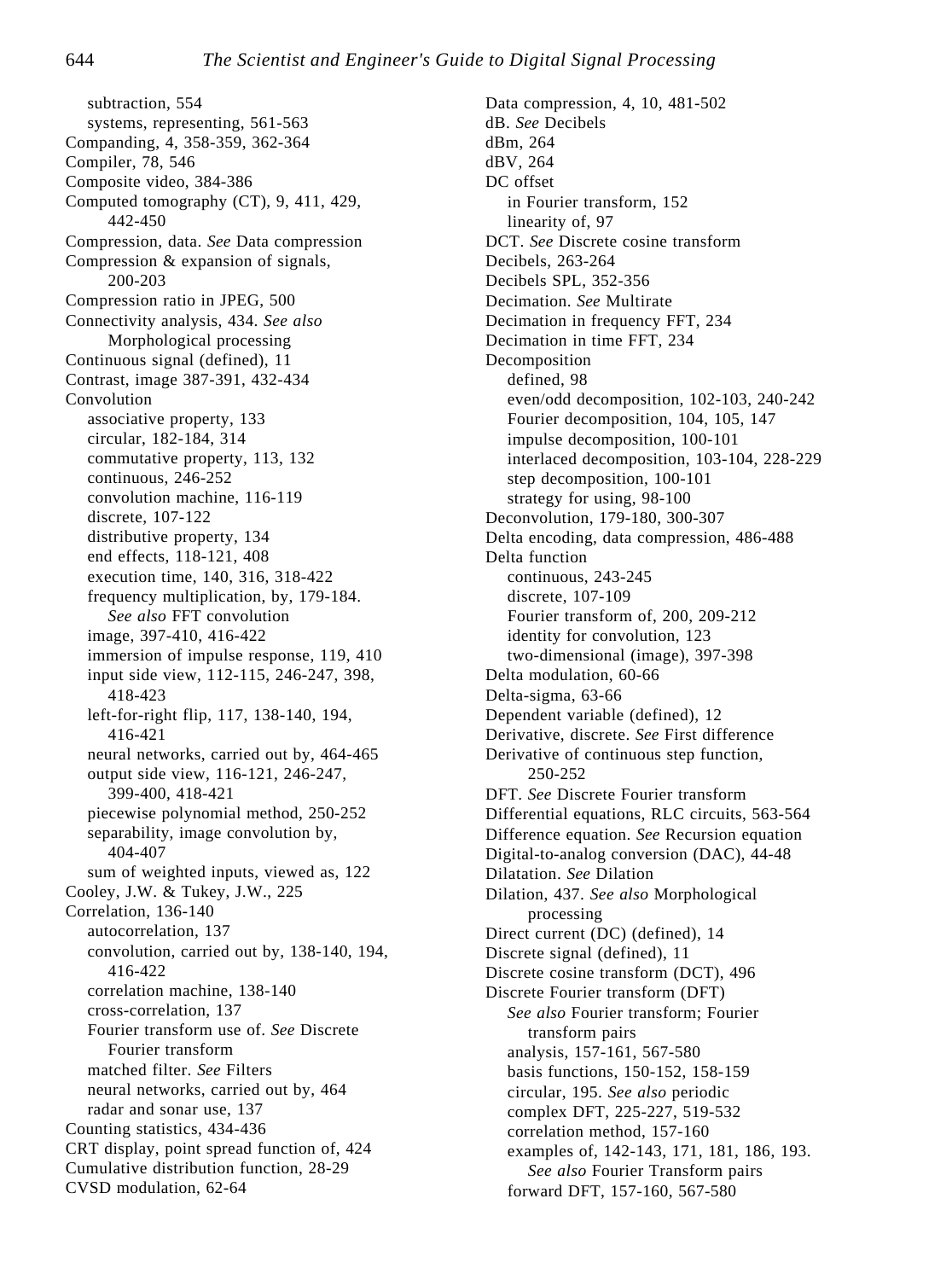subtraction, 554
systems, representing, 561-563
Companding, 4, 358-359, 362-364
Compiler, 78, 546
Composite video, 384-386
Computed tomography (CT), 9, 411, 429, 442-450
Compression, data. *See* Data compression
Compression & expansion of signals, 200-203
Compression ratio in JPEG, 500
Connectivity analysis, 434. *See also* Morphological processing
Continuous signal (defined), 11
Contrast, image 387-391, 432-434
Convolution
associative property, 133
circular, 182-184, 314
commutative property, 113, 132
continuous, 246-252
convolution machine, 116-119
discrete, 107-122
distributive property, 134
end effects, 118-121, 408
execution time, 140, 316, 318-422
frequency multiplication, by, 179-184. *See also* FFT convolution
image, 397-410, 416-422
immersion of impulse response, 119, 410
input side view, 112-115, 246-247, 398, 418-423
left-for-right flip, 117, 138-140, 194, 416-421
neural networks, carried out by, 464-465
output side view, 116-121, 246-247, 399-400, 418-421
piecewise polynomial method, 250-252
separability, image convolution by, 404-407
sum of weighted inputs, viewed as, 122
Cooley, J.W. & Tukey, J.W., 225
Correlation, 136-140
autocorrelation, 137
convolution, carried out by, 138-140, 194, 416-422
correlation machine, 138-140
cross-correlation, 137
Fourier transform use of. *See* Discrete Fourier transform
matched filter. *See* Filters
neural networks, carried out by, 464
radar and sonar use, 137
Counting statistics, 434-436
CRT display, point spread function of, 424
Cumulative distribution function, 28-29
CVSD modulation, 62-64
Data compression, 4, 10, 481-502
dB. *See* Decibels
dBm, 264
dBV, 264
DC offset
in Fourier transform, 152
linearity of, 97
DCT. *See* Discrete cosine transform
Decibels, 263-264
Decibels SPL, 352-356
Decimation. *See* Multirate
Decimation in frequency FFT, 234
Decimation in time FFT, 234
Decomposition
defined, 98
even/odd decomposition, 102-103, 240-242
Fourier decomposition, 104, 105, 147
impulse decomposition, 100-101
interlaced decomposition, 103-104, 228-229
step decomposition, 100-101
strategy for using, 98-100
Deconvolution, 179-180, 300-307
Delta encoding, data compression, 486-488
Delta function
continuous, 243-245
discrete, 107-109
Fourier transform of, 200, 209-212
identity for convolution, 123
two-dimensional (image), 397-398
Delta modulation, 60-66
Delta-sigma, 63-66
Dependent variable (defined), 12
Derivative, discrete. *See* First difference
Derivative of continuous step function, 250-252
DFT. *See* Discrete Fourier transform
Differential equations, RLC circuits, 563-564
Difference equation. *See* Recursion equation
Digital-to-analog conversion (DAC), 44-48
Dilatation. *See* Dilation
Dilation, 437. *See also* Morphological processing
Direct current (DC) (defined), 14
Discrete signal (defined), 11
Discrete cosine transform (DCT), 496
Discrete Fourier transform (DFT)
*See also* Fourier transform; Fourier transform pairs
analysis, 157-161, 567-580
basis functions, 150-152, 158-159
circular, 195. *See also* periodic
complex DFT, 225-227, 519-532
correlation method, 157-160
examples of, 142-143, 171, 181, 186, 193. *See also* Fourier Transform pairs
forward DFT, 157-160, 567-580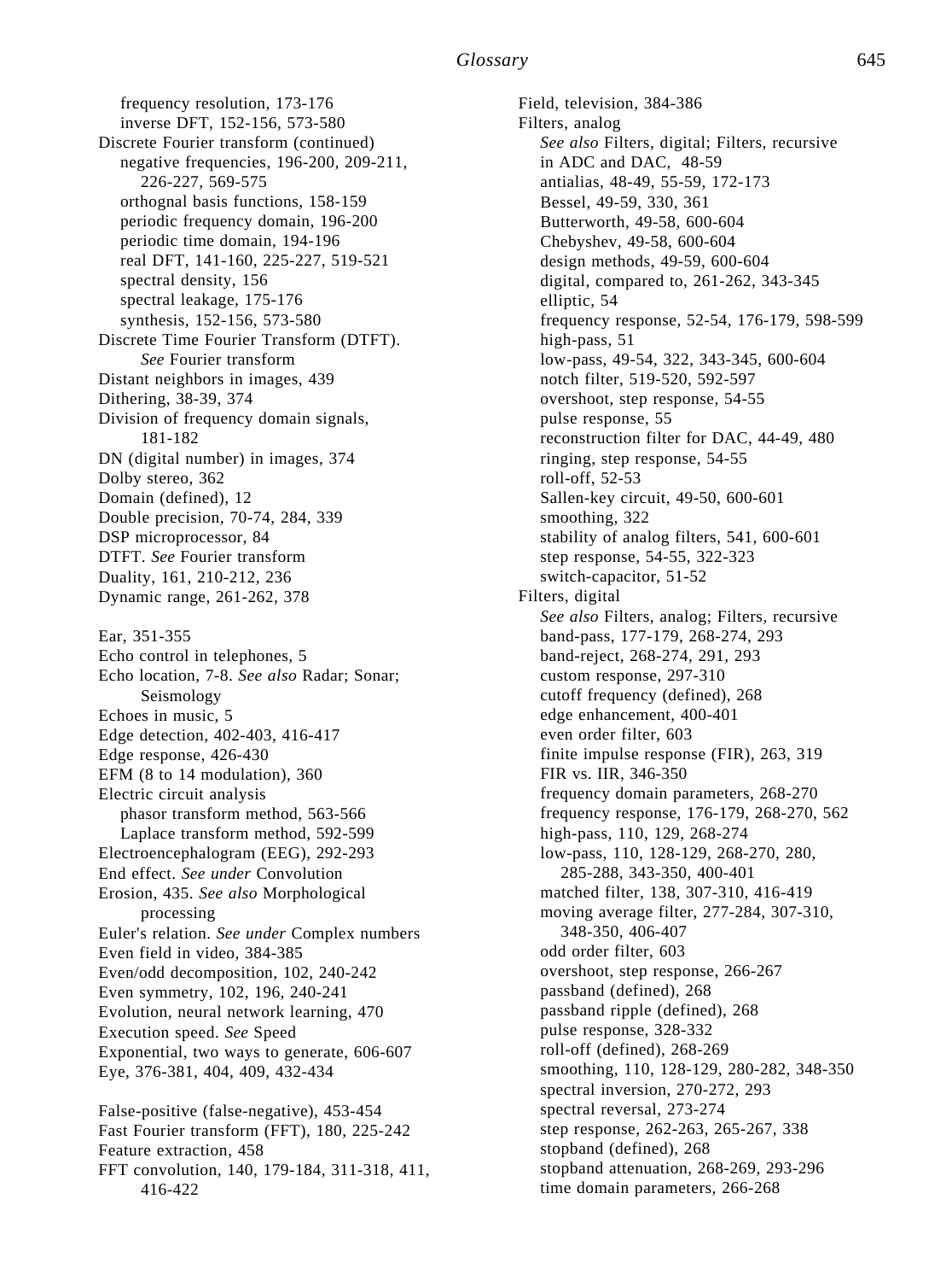frequency resolution, 173-176
inverse DFT, 152-156, 573-580

Discrete Fourier transform (continued)
- negative frequencies, 196-200, 209-211, 226-227, 569-575
- orthognal basis functions, 158-159
- periodic frequency domain, 196-200
- periodic time domain, 194-196
- real DFT, 141-160, 225-227, 519-521
- spectral density, 156
- spectral leakage, 175-176
- synthesis, 152-156, 573-580

Discrete Time Fourier Transform (DTFT). *See* Fourier transform
Distant neighbors in images, 439
Dithering, 38-39, 374
Division of frequency domain signals, 181-182
DN (digital number) in images, 374
Dolby stereo, 362
Domain (defined), 12
Double precision, 70-74, 284, 339
DSP microprocessor, 84
DTFT. *See* Fourier transform
Duality, 161, 210-212, 236
Dynamic range, 261-262, 378

Ear, 351-355
Echo control in telephones, 5
Echo location, 7-8. *See also* Radar; Sonar; Seismology
Echoes in music, 5
Edge detection, 402-403, 416-417
Edge response, 426-430
EFM (8 to 14 modulation), 360
Electric circuit analysis
- phasor transform method, 563-566
- Laplace transform method, 592-599

Electroencephalogram (EEG), 292-293
End effect. *See under* Convolution
Erosion, 435. *See also* Morphological processing
Euler's relation. *See under* Complex numbers
Even field in video, 384-385
Even/odd decomposition, 102, 240-242
Even symmetry, 102, 196, 240-241
Evolution, neural network learning, 470
Execution speed. *See* Speed
Exponential, two ways to generate, 606-607
Eye, 376-381, 404, 409, 432-434

False-positive (false-negative), 453-454
Fast Fourier transform (FFT), 180, 225-242
Feature extraction, 458
FFT convolution, 140, 179-184, 311-318, 411, 416-422
Field, television, 384-386

Filters, analog
- *See also* Filters, digital; Filters, recursive
- in ADC and DAC, 48-59
- antialias, 48-49, 55-59, 172-173
- Bessel, 49-59, 330, 361
- Butterworth, 49-58, 600-604
- Chebyshev, 49-58, 600-604
- design methods, 49-59, 600-604
- digital, compared to, 261-262, 343-345
- elliptic, 54
- frequency response, 52-54, 176-179, 598-599
- high-pass, 51
- low-pass, 49-54, 322, 343-345, 600-604
- notch filter, 519-520, 592-597
- overshoot, step response, 54-55
- pulse response, 55
- reconstruction filter for DAC, 44-49, 480
- ringing, step response, 54-55
- roll-off, 52-53
- Sallen-key circuit, 49-50, 600-601
- smoothing, 322
- stability of analog filters, 541, 600-601
- step response, 54-55, 322-323
- switch-capacitor, 51-52

Filters, digital
- *See also* Filters, analog; Filters, recursive
- band-pass, 177-179, 268-274, 293
- band-reject, 268-274, 291, 293
- custom response, 297-310
- cutoff frequency (defined), 268
- edge enhancement, 400-401
- even order filter, 603
- finite impulse response (FIR), 263, 319
- FIR vs. IIR, 346-350
- frequency domain parameters, 268-270
- frequency response, 176-179, 268-270, 562
- high-pass, 110, 129, 268-274
- low-pass, 110, 128-129, 268-270, 280, 285-288, 343-350, 400-401
- matched filter, 138, 307-310, 416-419
- moving average filter, 277-284, 307-310, 348-350, 406-407
- odd order filter, 603
- overshoot, step response, 266-267
- passband (defined), 268
- passband ripple (defined), 268
- pulse response, 328-332
- roll-off (defined), 268-269
- smoothing, 110, 128-129, 280-282, 348-350
- spectral inversion, 270-272, 293
- spectral reversal, 273-274
- step response, 262-263, 265-267, 338
- stopband (defined), 268
- stopband attenuation, 268-269, 293-296
- time domain parameters, 266-268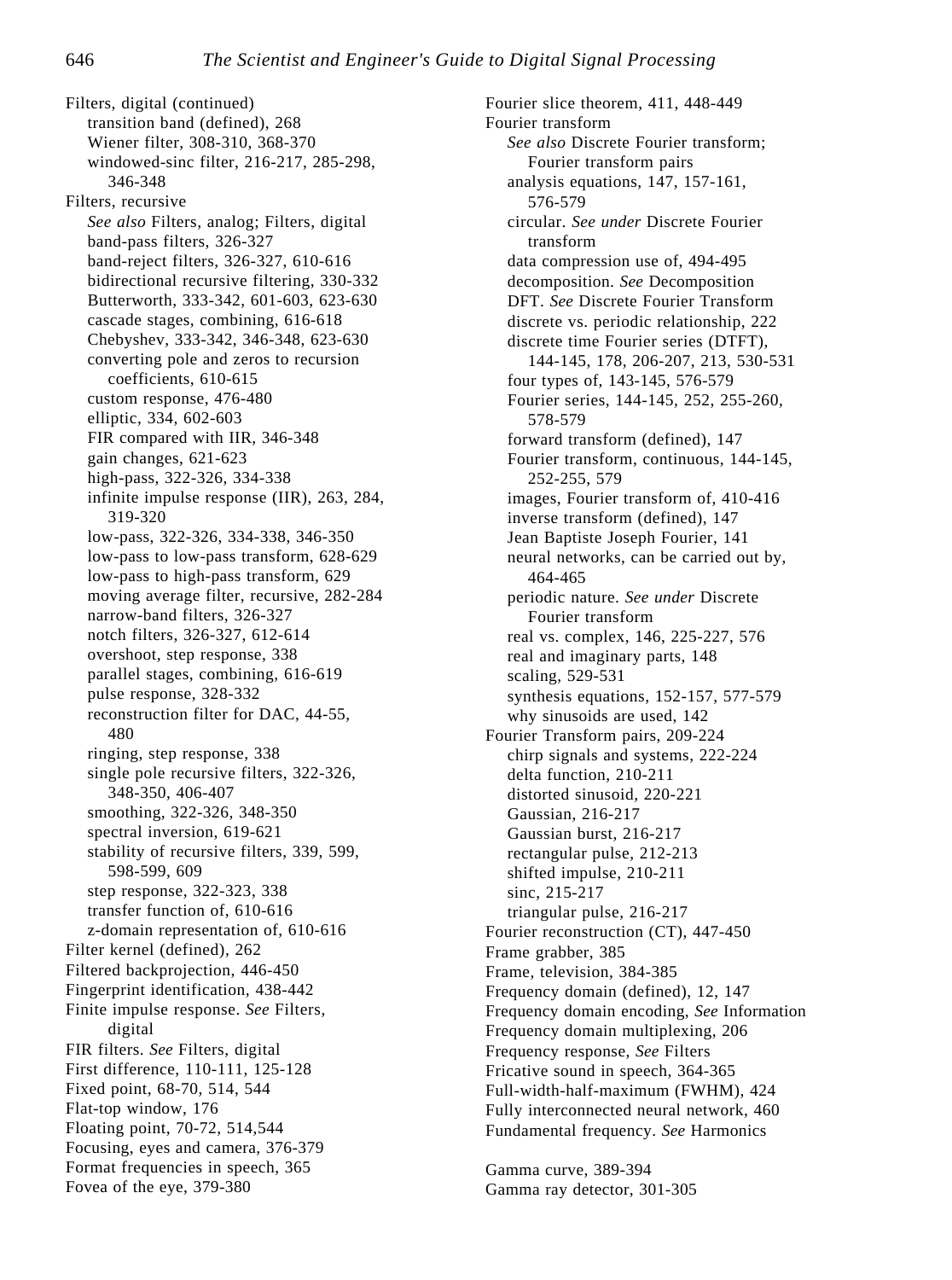Filters, digital (continued)
- transition band (defined), 268
- Wiener filter, 308-310, 368-370
- windowed-sinc filter, 216-217, 285-298, 346-348

Filters, recursive
- *See also* Filters, analog; Filters, digital
- band-pass filters, 326-327
- band-reject filters, 326-327, 610-616
- bidirectional recursive filtering, 330-332
- Butterworth, 333-342, 601-603, 623-630
- cascade stages, combining, 616-618
- Chebyshev, 333-342, 346-348, 623-630
- converting pole and zeros to recursion coefficients, 610-615
- custom response, 476-480
- elliptic, 334, 602-603
- FIR compared with IIR, 346-348
- gain changes, 621-623
- high-pass, 322-326, 334-338
- infinite impulse response (IIR), 263, 284, 319-320
- low-pass, 322-326, 334-338, 346-350
- low-pass to low-pass transform, 628-629
- low-pass to high-pass transform, 629
- moving average filter, recursive, 282-284
- narrow-band filters, 326-327
- notch filters, 326-327, 612-614
- overshoot, step response, 338
- parallel stages, combining, 616-619
- pulse response, 328-332
- reconstruction filter for DAC, 44-55, 480
- ringing, step response, 338
- single pole recursive filters, 322-326, 348-350, 406-407
- smoothing, 322-326, 348-350
- spectral inversion, 619-621
- stability of recursive filters, 339, 599, 598-599, 609
- step response, 322-323, 338
- transfer function of, 610-616
- z-domain representation of, 610-616

Filter kernel (defined), 262

Filtered backprojection, 446-450

Fingerprint identification, 438-442

Finite impulse response. *See* Filters, digital

FIR filters. *See* Filters, digital

First difference, 110-111, 125-128

Fixed point, 68-70, 514, 544

Flat-top window, 176

Floating point, 70-72, 514,544

Focusing, eyes and camera, 376-379

Format frequencies in speech, 365

Fovea of the eye, 379-380

Fourier slice theorem, 411, 448-449

Fourier transform
- *See also* Discrete Fourier transform; Fourier transform pairs
- analysis equations, 147, 157-161, 576-579
- circular. *See under* Discrete Fourier transform
- data compression use of, 494-495
- decomposition. *See* Decomposition
- DFT. *See* Discrete Fourier Transform
- discrete vs. periodic relationship, 222
- discrete time Fourier series (DTFT), 144-145, 178, 206-207, 213, 530-531
- four types of, 143-145, 576-579
- Fourier series, 144-145, 252, 255-260, 578-579
- forward transform (defined), 147
- Fourier transform, continuous, 144-145, 252-255, 579
- images, Fourier transform of, 410-416
- inverse transform (defined), 147
- Jean Baptiste Joseph Fourier, 141
- neural networks, can be carried out by, 464-465
- periodic nature. *See under* Discrete Fourier transform
- real vs. complex, 146, 225-227, 576
- real and imaginary parts, 148
- scaling, 529-531
- synthesis equations, 152-157, 577-579
- why sinusoids are used, 142

Fourier Transform pairs, 209-224
- chirp signals and systems, 222-224
- delta function, 210-211
- distorted sinusoid, 220-221
- Gaussian, 216-217
- Gaussian burst, 216-217
- rectangular pulse, 212-213
- shifted impulse, 210-211
- sinc, 215-217
- triangular pulse, 216-217

Fourier reconstruction (CT), 447-450

Frame grabber, 385

Frame, television, 384-385

Frequency domain (defined), 12, 147

Frequency domain encoding, *See* Information

Frequency domain multiplexing, 206

Frequency response, *See* Filters

Fricative sound in speech, 364-365

Full-width-half-maximum (FWHM), 424

Fully interconnected neural network, 460

Fundamental frequency. *See* Harmonics

Gamma curve, 389-394

Gamma ray detector, 301-305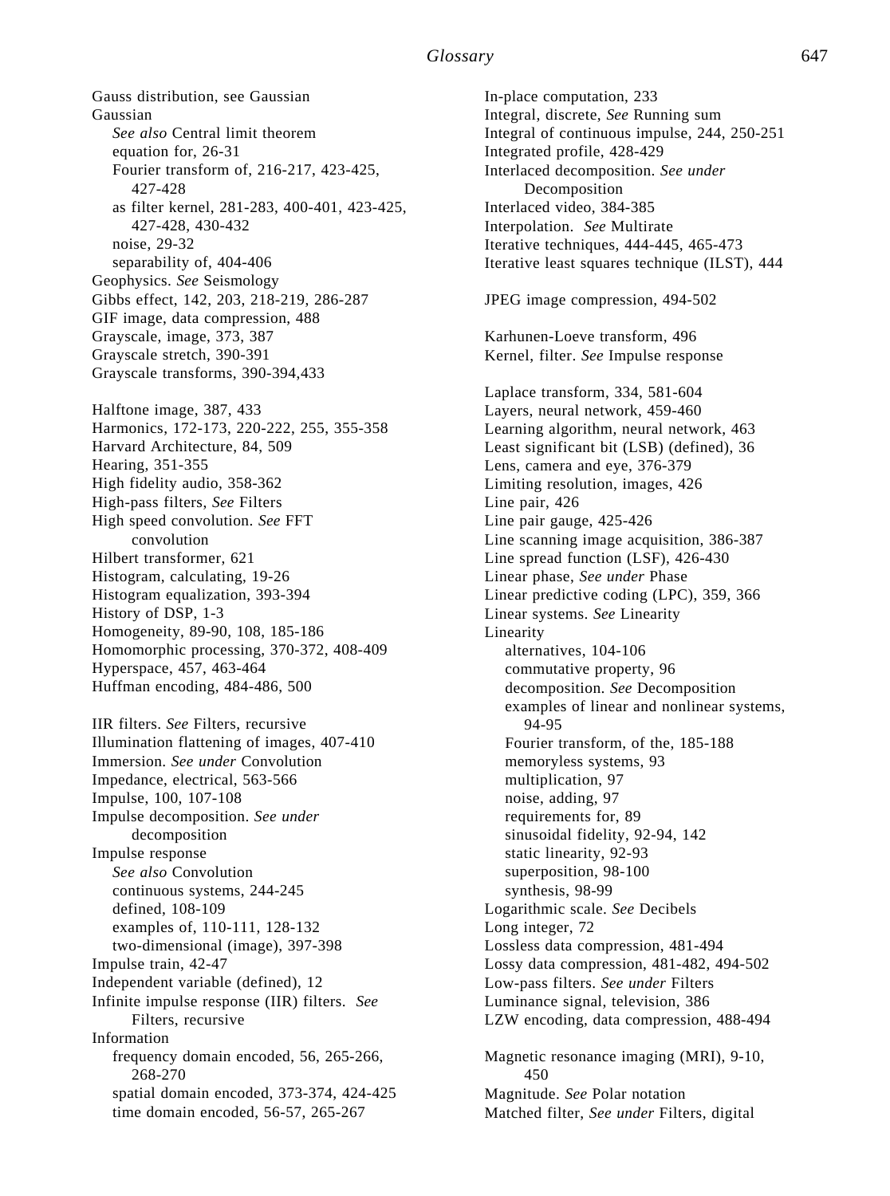Gauss distribution, see Gaussian
Gaussian
*See also* Central limit theorem
equation for, 26-31
Fourier transform of, 216-217, 423-425, 427-428
as filter kernel, 281-283, 400-401, 423-425, 427-428, 430-432
noise, 29-32
separability of, 404-406
Geophysics. *See* Seismology
Gibbs effect, 142, 203, 218-219, 286-287
GIF image, data compression, 488
Grayscale, image, 373, 387
Grayscale stretch, 390-391
Grayscale transforms, 390-394,433

Halftone image, 387, 433
Harmonics, 172-173, 220-222, 255, 355-358
Harvard Architecture, 84, 509
Hearing, 351-355
High fidelity audio, 358-362
High-pass filters, *See* Filters
High speed convolution. *See* FFT convolution
Hilbert transformer, 621
Histogram, calculating, 19-26
Histogram equalization, 393-394
History of DSP, 1-3
Homogeneity, 89-90, 108, 185-186
Homomorphic processing, 370-372, 408-409
Hyperspace, 457, 463-464
Huffman encoding, 484-486, 500

IIR filters. *See* Filters, recursive
Illumination flattening of images, 407-410
Immersion. *See under* Convolution
Impedance, electrical, 563-566
Impulse, 100, 107-108
Impulse decomposition. *See under* decomposition
Impulse response
*See also* Convolution
continuous systems, 244-245
defined, 108-109
examples of, 110-111, 128-132
two-dimensional (image), 397-398
Impulse train, 42-47
Independent variable (defined), 12
Infinite impulse response (IIR) filters. *See* Filters, recursive
Information
frequency domain encoded, 56, 265-266, 268-270
spatial domain encoded, 373-374, 424-425
time domain encoded, 56-57, 265-267

In-place computation, 233
Integral, discrete, *See* Running sum
Integral of continuous impulse, 244, 250-251
Integrated profile, 428-429
Interlaced decomposition. *See under* Decomposition
Interlaced video, 384-385
Interpolation. *See* Multirate
Iterative techniques, 444-445, 465-473
Iterative least squares technique (ILST), 444

JPEG image compression, 494-502

Karhunen-Loeve transform, 496
Kernel, filter. *See* Impulse response

Laplace transform, 334, 581-604
Layers, neural network, 459-460
Learning algorithm, neural network, 463
Least significant bit (LSB) (defined), 36
Lens, camera and eye, 376-379
Limiting resolution, images, 426
Line pair, 426
Line pair gauge, 425-426
Line scanning image acquisition, 386-387
Line spread function (LSF), 426-430
Linear phase, *See under* Phase
Linear predictive coding (LPC), 359, 366
Linear systems. *See* Linearity
Linearity
alternatives, 104-106
commutative property, 96
decomposition. *See* Decomposition
examples of linear and nonlinear systems, 94-95
Fourier transform, of the, 185-188
memoryless systems, 93
multiplication, 97
noise, adding, 97
requirements for, 89
sinusoidal fidelity, 92-94, 142
static linearity, 92-93
superposition, 98-100
synthesis, 98-99
Logarithmic scale. *See* Decibels
Long integer, 72
Lossless data compression, 481-494
Lossy data compression, 481-482, 494-502
Low-pass filters. *See under* Filters
Luminance signal, television, 386
LZW encoding, data compression, 488-494

Magnetic resonance imaging (MRI), 9-10, 450
Magnitude. *See* Polar notation
Matched filter, *See under* Filters, digital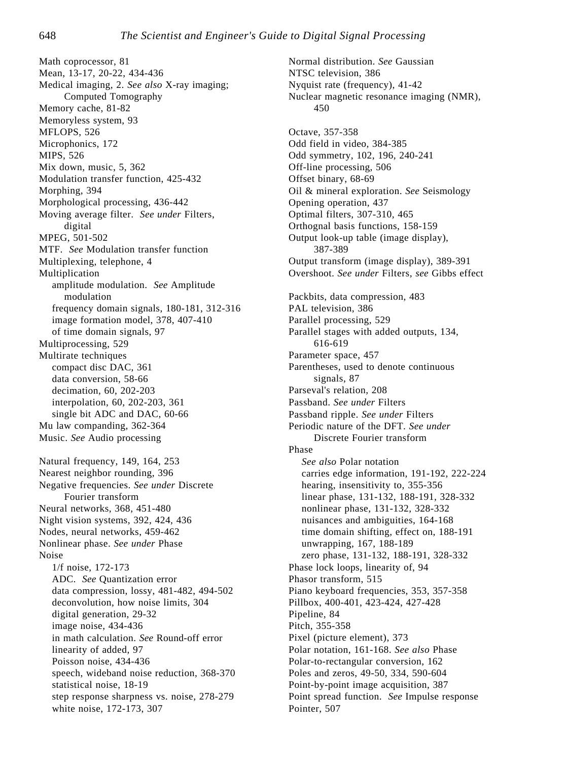Math coprocessor, 81
Mean, 13-17, 20-22, 434-436
Medical imaging, 2. *See also* X-ray imaging; Computed Tomography
Memory cache, 81-82
Memoryless system, 93
MFLOPS, 526
Microphonics, 172
MIPS, 526
Mix down, music, 5, 362
Modulation transfer function, 425-432
Morphing, 394
Morphological processing, 436-442
Moving average filter. *See under* Filters, digital
MPEG, 501-502
MTF. *See* Modulation transfer function
Multiplexing, telephone, 4
Multiplication
- amplitude modulation. *See* Amplitude modulation
- frequency domain signals, 180-181, 312-316
- image formation model, 378, 407-410
- of time domain signals, 97

Multiprocessing, 529
Multirate techniques
- compact disc DAC, 361
- data conversion, 58-66
- decimation, 60, 202-203
- interpolation, 60, 202-203, 361
- single bit ADC and DAC, 60-66

Mu law companding, 362-364
Music. *See* Audio processing

Natural frequency, 149, 164, 253
Nearest neighbor rounding, 396
Negative frequencies. *See under* Discrete Fourier transform
Neural networks, 368, 451-480
Night vision systems, 392, 424, 436
Nodes, neural networks, 459-462
Nonlinear phase. *See under* Phase
Noise
- 1/f noise, 172-173
- ADC. *See* Quantization error
- data compression, lossy, 481-482, 494-502
- deconvolution, how noise limits, 304
- digital generation, 29-32
- image noise, 434-436
- in math calculation. *See* Round-off error
- linearity of added, 97
- Poisson noise, 434-436
- speech, wideband noise reduction, 368-370
- statistical noise, 18-19
- step response sharpness vs. noise, 278-279
- white noise, 172-173, 307

Normal distribution. *See* Gaussian
NTSC television, 386
Nyquist rate (frequency), 41-42
Nuclear magnetic resonance imaging (NMR), 450

Octave, 357-358
Odd field in video, 384-385
Odd symmetry, 102, 196, 240-241
Off-line processing, 506
Offset binary, 68-69
Oil & mineral exploration. *See* Seismology
Opening operation, 437
Optimal filters, 307-310, 465
Orthognal basis functions, 158-159
Output look-up table (image display), 387-389
Output transform (image display), 389-391
Overshoot. *See under* Filters, *see* Gibbs effect

Packbits, data compression, 483
PAL television, 386
Parallel processing, 529
Parallel stages with added outputs, 134, 616-619
Parameter space, 457
Parentheses, used to denote continuous signals, 87
Parseval's relation, 208
Passband. *See under* Filters
Passband ripple. *See under* Filters
Periodic nature of the DFT. *See under* Discrete Fourier transform
Phase
- *See also* Polar notation
- carries edge information, 191-192, 222-224
- hearing, insensitivity to, 355-356
- linear phase, 131-132, 188-191, 328-332
- nonlinear phase, 131-132, 328-332
- nuisances and ambiguities, 164-168
- time domain shifting, effect on, 188-191
- unwrapping, 167, 188-189
- zero phase, 131-132, 188-191, 328-332

Phase lock loops, linearity of, 94
Phasor transform, 515
Piano keyboard frequencies, 353, 357-358
Pillbox, 400-401, 423-424, 427-428
Pipeline, 84
Pitch, 355-358
Pixel (picture element), 373
Polar notation, 161-168. *See also* Phase
Polar-to-rectangular conversion, 162
Poles and zeros, 49-50, 334, 590-604
Point-by-point image acquisition, 387
Point spread function. *See* Impulse response
Pointer, 507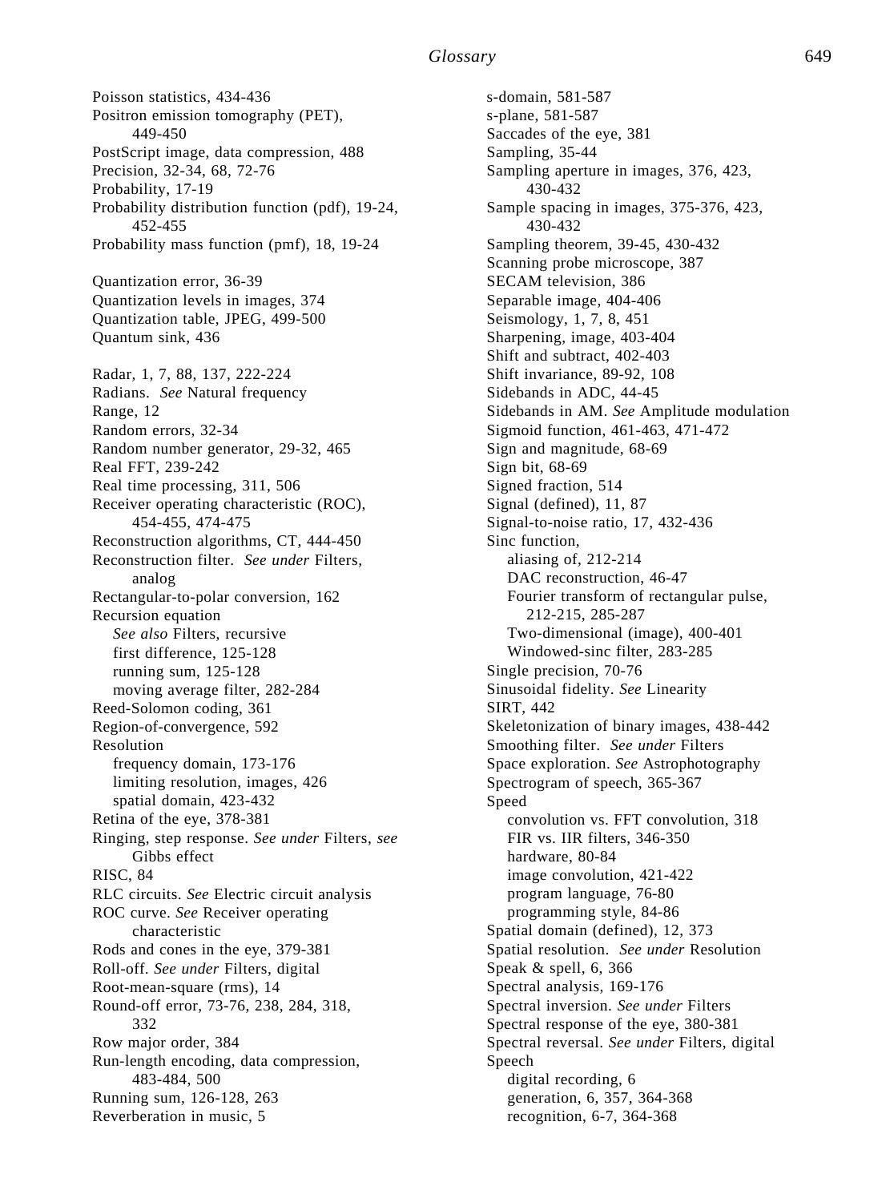Poisson statistics, 434-436
Positron emission tomography (PET), 449-450
PostScript image, data compression, 488
Precision, 32-34, 68, 72-76
Probability, 17-19
Probability distribution function (pdf), 19-24, 452-455
Probability mass function (pmf), 18, 19-24

Quantization error, 36-39
Quantization levels in images, 374
Quantization table, JPEG, 499-500
Quantum sink, 436

Radar, 1, 7, 88, 137, 222-224
Radians. *See* Natural frequency
Range, 12
Random errors, 32-34
Random number generator, 29-32, 465
Real FFT, 239-242
Real time processing, 311, 506
Receiver operating characteristic (ROC), 454-455, 474-475
Reconstruction algorithms, CT, 444-450
Reconstruction filter. *See under* Filters, analog
Rectangular-to-polar conversion, 162
Recursion equation
- *See also* Filters, recursive
- first difference, 125-128
- running sum, 125-128
- moving average filter, 282-284

Reed-Solomon coding, 361
Region-of-convergence, 592
Resolution
- frequency domain, 173-176
- limiting resolution, images, 426
- spatial domain, 423-432

Retina of the eye, 378-381
Ringing, step response. *See under* Filters, *see* Gibbs effect
RISC, 84
RLC circuits. *See* Electric circuit analysis
ROC curve. *See* Receiver operating characteristic
Rods and cones in the eye, 379-381
Roll-off. *See under* Filters, digital
Root-mean-square (rms), 14
Round-off error, 73-76, 238, 284, 318, 332
Row major order, 384
Run-length encoding, data compression, 483-484, 500
Running sum, 126-128, 263
Reverberation in music, 5

s-domain, 581-587
s-plane, 581-587
Saccades of the eye, 381
Sampling, 35-44
Sampling aperture in images, 376, 423, 430-432
Sample spacing in images, 375-376, 423, 430-432
Sampling theorem, 39-45, 430-432
Scanning probe microscope, 387
SECAM television, 386
Separable image, 404-406
Seismology, 1, 7, 8, 451
Sharpening, image, 403-404
Shift and subtract, 402-403
Shift invariance, 89-92, 108
Sidebands in ADC, 44-45
Sidebands in AM. *See* Amplitude modulation
Sigmoid function, 461-463, 471-472
Sign and magnitude, 68-69
Sign bit, 68-69
Signed fraction, 514
Signal (defined), 11, 87
Signal-to-noise ratio, 17, 432-436
Sinc function,
- aliasing of, 212-214
- DAC reconstruction, 46-47
- Fourier transform of rectangular pulse, 212-215, 285-287
- Two-dimensional (image), 400-401
- Windowed-sinc filter, 283-285

Single precision, 70-76
Sinusoidal fidelity. *See* Linearity
SIRT, 442
Skeletonization of binary images, 438-442
Smoothing filter. *See under* Filters
Space exploration. *See* Astrophotography
Spectrogram of speech, 365-367
Speed
- convolution vs. FFT convolution, 318
- FIR vs. IIR filters, 346-350
- hardware, 80-84
- image convolution, 421-422
- program language, 76-80
- programming style, 84-86

Spatial domain (defined), 12, 373
Spatial resolution. *See under* Resolution
Speak & spell, 6, 366
Spectral analysis, 169-176
Spectral inversion. *See under* Filters
Spectral response of the eye, 380-381
Spectral reversal. *See under* Filters, digital
Speech
- digital recording, 6
- generation, 6, 357, 364-368
- recognition, 6-7, 364-368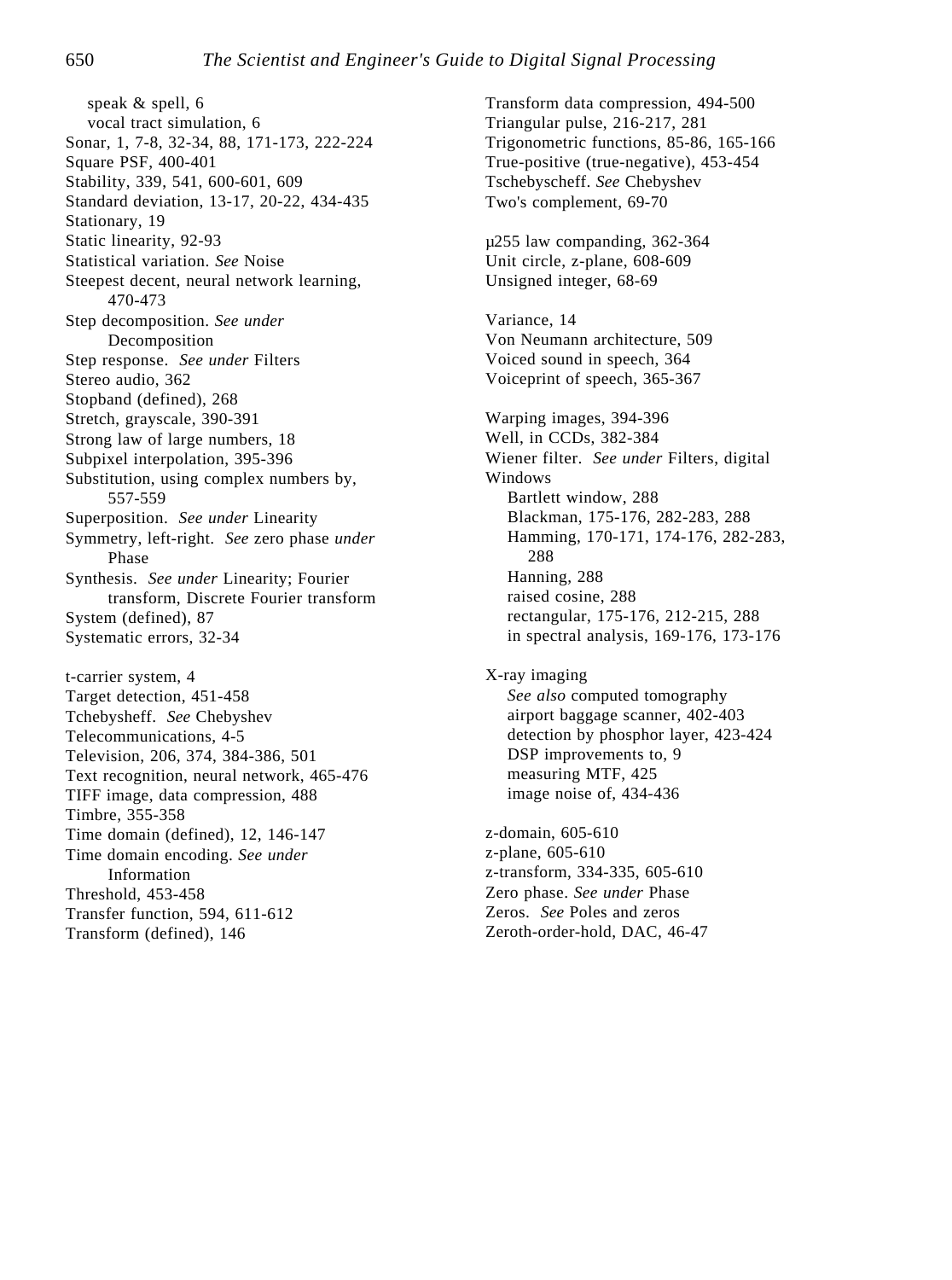speak & spell, 6
vocal tract simulation, 6
Sonar, 1, 7-8, 32-34, 88, 171-173, 222-224
Square PSF, 400-401
Stability, 339, 541, 600-601, 609
Standard deviation, 13-17, 20-22, 434-435
Stationary, 19
Static linearity, 92-93
Statistical variation. *See* Noise
Steepest decent, neural network learning, 470-473
Step decomposition. *See under* Decomposition
Step response. *See under* Filters
Stereo audio, 362
Stopband (defined), 268
Stretch, grayscale, 390-391
Strong law of large numbers, 18
Subpixel interpolation, 395-396
Substitution, using complex numbers by, 557-559
Superposition. *See under* Linearity
Symmetry, left-right. *See* zero phase *under* Phase
Synthesis. *See under* Linearity; Fourier transform, Discrete Fourier transform
System (defined), 87
Systematic errors, 32-34

t-carrier system, 4
Target detection, 451-458
Tchebysheff. *See* Chebyshev
Telecommunications, 4-5
Television, 206, 374, 384-386, 501
Text recognition, neural network, 465-476
TIFF image, data compression, 488
Timbre, 355-358
Time domain (defined), 12, 146-147
Time domain encoding. *See under* Information
Threshold, 453-458
Transfer function, 594, 611-612
Transform (defined), 146
Transform data compression, 494-500
Triangular pulse, 216-217, 281
Trigonometric functions, 85-86, 165-166
True-positive (true-negative), 453-454
Tschebyscheff. *See* Chebyshev
Two's complement, 69-70

μ255 law companding, 362-364
Unit circle, z-plane, 608-609
Unsigned integer, 68-69

Variance, 14
Von Neumann architecture, 509
Voiced sound in speech, 364
Voiceprint of speech, 365-367

Warping images, 394-396
Well, in CCDs, 382-384
Wiener filter. *See under* Filters, digital
Windows
Bartlett window, 288
Blackman, 175-176, 282-283, 288
Hamming, 170-171, 174-176, 282-283, 288
Hanning, 288
raised cosine, 288
rectangular, 175-176, 212-215, 288
in spectral analysis, 169-176, 173-176

X-ray imaging
*See also* computed tomography
airport baggage scanner, 402-403
detection by phosphor layer, 423-424
DSP improvements to, 9
measuring MTF, 425
image noise of, 434-436

z-domain, 605-610
z-plane, 605-610
z-transform, 334-335, 605-610
Zero phase. *See under* Phase
Zeros. *See* Poles and zeros
Zeroth-order-hold, DAC, 46-47